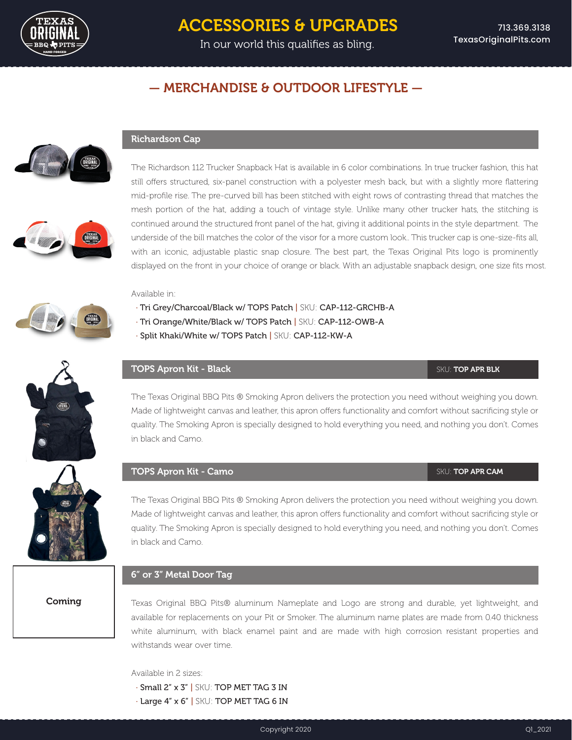# ACCESSORIES & UPGRADES

In our world this qualifies as bling.

713.369.3138
TexasOriginalPits.com

## — MERCHANDISE & OUTDOOR LIFESTYLE —

### Richardson Cap

The Richardson 112 Trucker Snapback Hat is available in 6 color combinations. In true trucker fashion, this hat still offers structured, six-panel construction with a polyester mesh back, but with a slightly more flattering mid-profile rise. The pre-curved bill has been stitched with eight rows of contrasting thread that matches the mesh portion of the hat, adding a touch of vintage style. Unlike many other trucker hats, the stitching is continued around the structured front panel of the hat, giving it additional points in the style department. The underside of the bill matches the color of the visor for a more custom look.. This trucker cap is one-size-fits all, with an iconic, adjustable plastic snap closure. The best part, the Texas Original Pits logo is prominently displayed on the front in your choice of orange or black. With an adjustable snapback design, one size fits most.

Available in:

- Tri Grey/Charcoal/Black w/ TOPS Patch | SKU: CAP-112-GRCHB-A
- Tri Orange/White/Black w/ TOPS Patch | SKU: CAP-112-OWB-A
- Split Khaki/White w/ TOPS Patch | SKU: CAP-112-KW-A

### TOPS Apron Kit - Black

SKU: **TOP APR BLK**

The Texas Original BBQ Pits ® Smoking Apron delivers the protection you need without weighing you down. Made of lightweight canvas and leather, this apron offers functionality and comfort without sacrificing style or quality. The Smoking Apron is specially designed to hold everything you need, and nothing you don't. Comes in black and Camo.

### TOPS Apron Kit - Camo

SKU: **TOP APR CAM**

The Texas Original BBQ Pits ® Smoking Apron delivers the protection you need without weighing you down. Made of lightweight canvas and leather, this apron offers functionality and comfort without sacrificing style or quality. The Smoking Apron is specially designed to hold everything you need, and nothing you don't. Comes in black and Camo.

### 6" or 3" Metal Door Tag

**Coming**

Texas Original BBQ Pits® aluminum Nameplate and Logo are strong and durable, yet lightweight, and available for replacements on your Pit or Smoker. The aluminum name plates are made from 0.40 thickness white aluminum, with black enamel paint and are made with high corrosion resistant properties and withstands wear over time.

Available in 2 sizes:

- Small 2" x 3" | SKU: TOP MET TAG 3 IN
- Large 4" x 6" | SKU: TOP MET TAG 6 IN

Copyright 2020

Q1_2021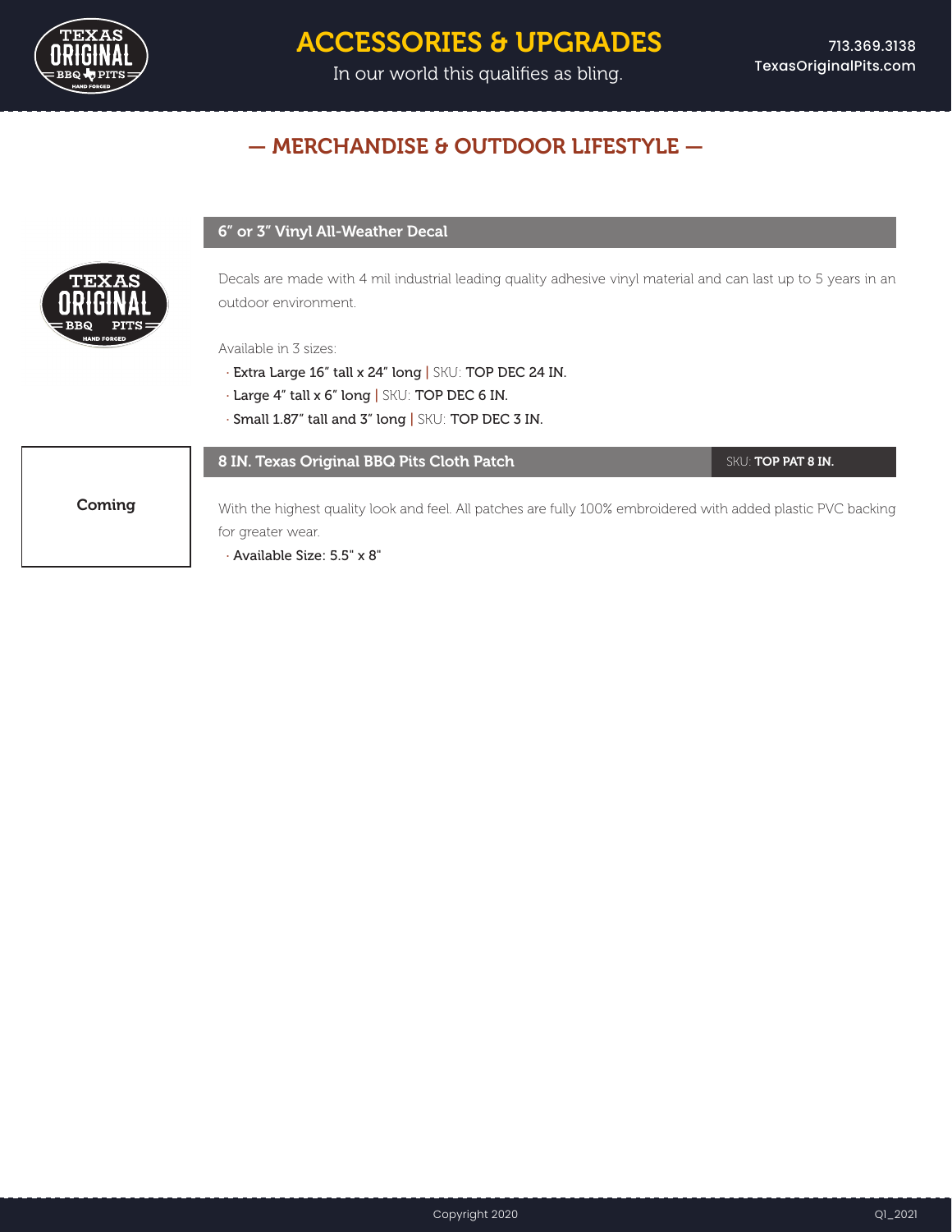# ACCESSORIES & UPGRADES

In our world this qualifies as bling.

713.369.3138
TexasOriginalPits.com

## — MERCHANDISE & OUTDOOR LIFESTYLE —

### 6" or 3" Vinyl All-Weather Decal

Decals are made with 4 mil industrial leading quality adhesive vinyl material and can last up to 5 years in an outdoor environment.

Available in 3 sizes:

- Extra Large 16" tall x 24" long | SKU: TOP DEC 24 IN.
- Large 4" tall x 6" long | SKU: TOP DEC 6 IN.
- Small 1.87" tall and 3" long | SKU: TOP DEC 3 IN.

Coming

### 8 IN. Texas Original BBQ Pits Cloth Patch

SKU: TOP PAT 8 IN.

With the highest quality look and feel. All patches are fully 100% embroidered with added plastic PVC backing for greater wear.

- Available Size: 5.5" x 8"

Copyright 2020

Q1_2021